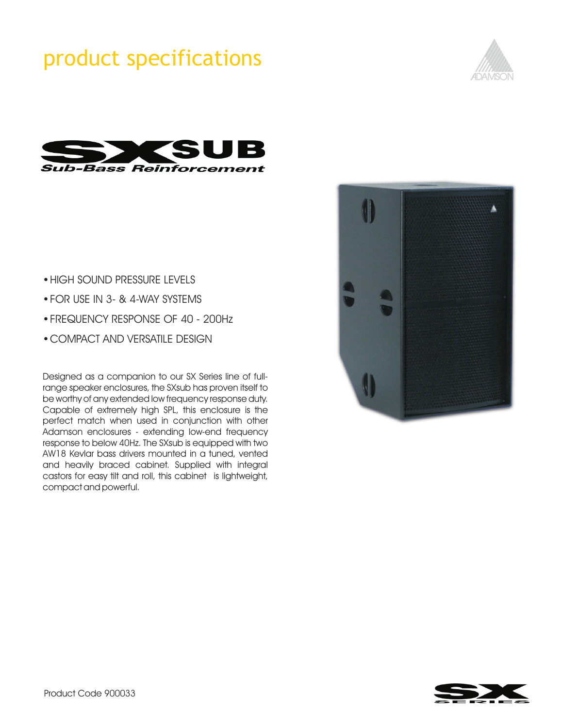# product specifications

ADAMSON

## SXSUB

### Sub-Bass Reinforcement

- HIGH SOUND PRESSURE LEVELS
- FOR USE IN 3- & 4-WAY SYSTEMS
- FREQUENCY RESPONSE OF 40 - 200Hz
- COMPACT AND VERSATILE DESIGN

Designed as a companion to our SX Series line of full-range speaker enclosures, the SXsub has proven itself to be worthy of any extended low frequency response duty. Capable of extremely high SPL, this enclosure is the perfect match when used in conjunction with other Adamson enclosures - extending low-end frequency response to below 40Hz. The SXsub is equipped with two AW18 Kevlar bass drivers mounted in a tuned, vented and heavily braced cabinet. Supplied with integral castors for easy tilt and roll, this cabinet is lightweight, compact and powerful.

Product Code 900033

SX SERIES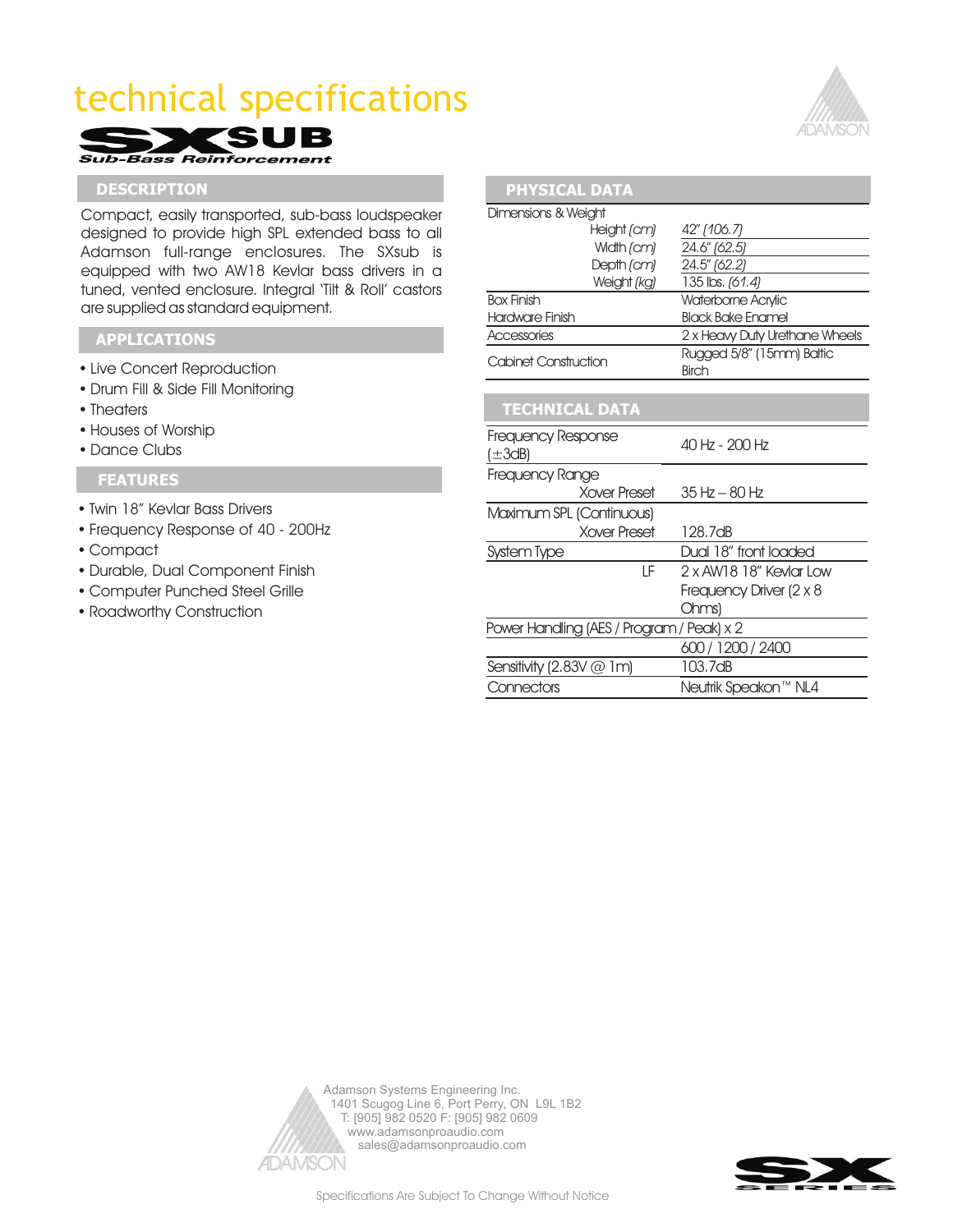# technical specifications

## SXSUB

Sub-Bass Reinforcement

## DESCRIPTION

Compact, easily transported, sub-bass loudspeaker designed to provide high SPL extended bass to all Adamson full-range enclosures. The SXsub is equipped with two AW18 Kevlar bass drivers in a tuned, vented enclosure. Integral 'Tilt & Roll' castors are supplied as standard equipment.

## APPLICATIONS

- Live Concert Reproduction
- Drum Fill & Side Fill Monitoring
- Theaters
- Houses of Worship
- Dance Clubs

## FEATURES

- Twin 18" Kevlar Bass Drivers
- Frequency Response of 40 - 200Hz
- Compact
- Durable, Dual Component Finish
- Computer Punched Steel Grille
- Roadworthy Construction

## PHYSICAL DATA

| | | |
|---|---|---|
| Dimensions & Weight | | |
| | Height *(cm)* | 42" *(106.7)* |
| | Width *(cm)* | 24.6" *(62.5)* |
| | Depth *(cm)* | 24.5" *(62.2)* |
| | Weight *(kg)* | 135 lbs. *(61.4)* |
| Box Finish | | Waterborne Acrylic |
| Hardware Finish | | Black Bake Enamel |
| Accessories | | 2 x Heavy Duty Urethane Wheels |
| Cabinet Construction | | Rugged 5/8" (15mm) Baltic Birch |

## TECHNICAL DATA

| | | |
|---|---|---|
| Frequency Response (±3dB) | | 40 Hz - 200 Hz |
| Frequency Range | | |
| | Xover Preset | 35 Hz – 80 Hz |
| Maximum SPL (Continuous) | | |
| | Xover Preset | 128.7dB |
| System Type | | Dual 18" front loaded |
| | LF | 2 x AW18 18" Kevlar Low Frequency Driver (2 x 8 Ohms) |
| Power Handling (AES / Program / Peak) x 2 | | |
| | | 600 / 1200 / 2400 |
| Sensitivity (2.83V @ 1m) | | 103.7dB |
| Connectors | | Neutrik Speakon™ NL4 |

Adamson Systems Engineering Inc.
1401 Scugog Line 6, Port Perry, ON L9L 1B2
T: [905] 982 0520 F: [905] 982 0609
www.adamsonproaudio.com
sales@adamsonproaudio.com

Specifications Are Subject To Change Without Notice